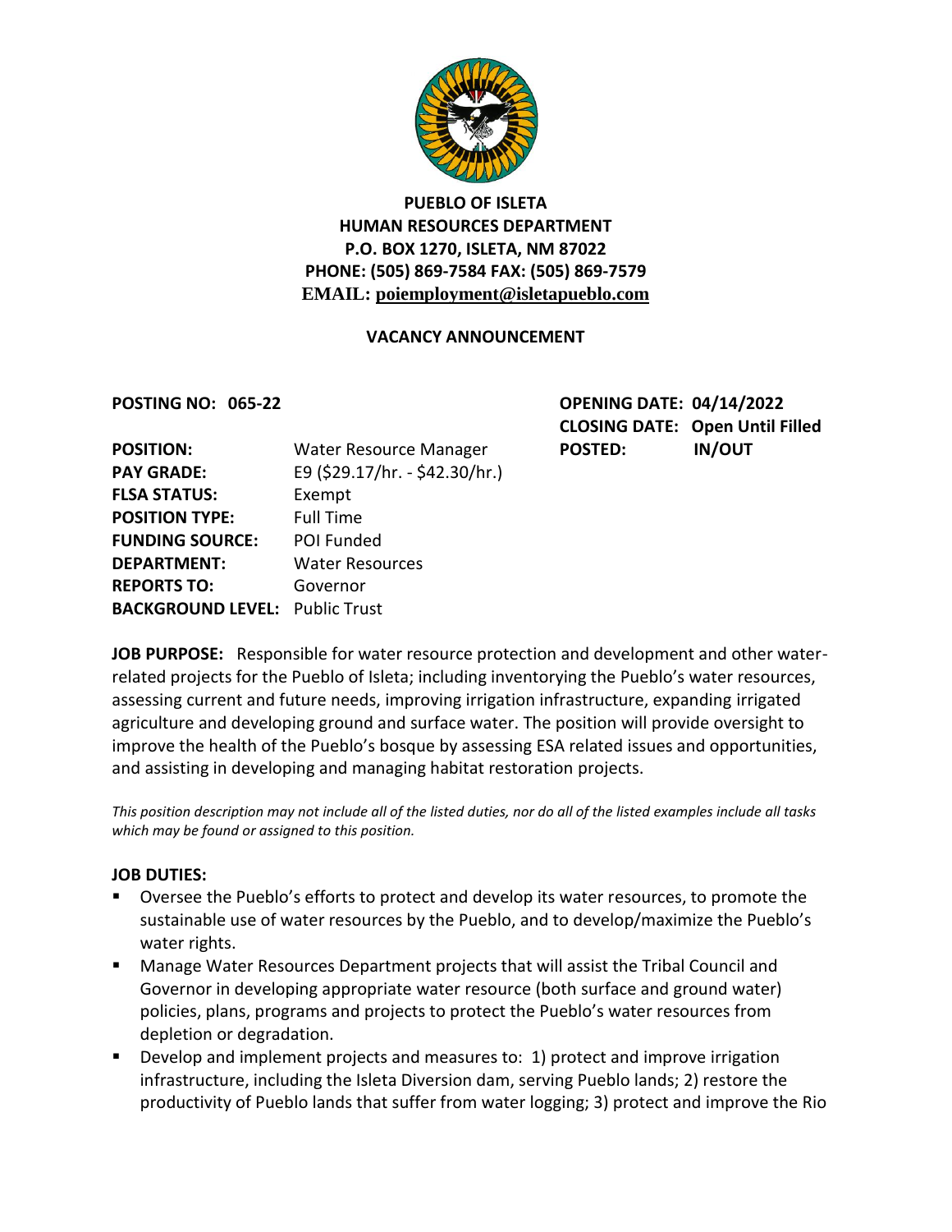# PUEBLO OF ISLETA
## HUMAN RESOURCES DEPARTMENT
**P.O. BOX 1270, ISLETA, NM 87022**
**PHONE: (505) 869-7584 FAX: (505) 869-7579**
**EMAIL: poiemployment@isletapueblo.com**

### VACANCY ANNOUNCEMENT

**POSTING NO: 065-22**

**OPENING DATE:** 04/14/2022
**CLOSING DATE:** Open Until Filled
**POSTED:** IN/OUT

| | |
|---|---|
| **POSITION:** | Water Resource Manager |
| **PAY GRADE:** | E9 ($29.17/hr. - $42.30/hr.) |
| **FLSA STATUS:** | Exempt |
| **POSITION TYPE:** | Full Time |
| **FUNDING SOURCE:** | POI Funded |
| **DEPARTMENT:** | Water Resources |
| **REPORTS TO:** | Governor |
| **BACKGROUND LEVEL:** | Public Trust |

**JOB PURPOSE:** Responsible for water resource protection and development and other water-related projects for the Pueblo of Isleta; including inventorying the Pueblo's water resources, assessing current and future needs, improving irrigation infrastructure, expanding irrigated agriculture and developing ground and surface water. The position will provide oversight to improve the health of the Pueblo's bosque by assessing ESA related issues and opportunities, and assisting in developing and managing habitat restoration projects.

*This position description may not include all of the listed duties, nor do all of the listed examples include all tasks which may be found or assigned to this position.*

**JOB DUTIES:**

- Oversee the Pueblo's efforts to protect and develop its water resources, to promote the sustainable use of water resources by the Pueblo, and to develop/maximize the Pueblo's water rights.
- Manage Water Resources Department projects that will assist the Tribal Council and Governor in developing appropriate water resource (both surface and ground water) policies, plans, programs and projects to protect the Pueblo's water resources from depletion or degradation.
- Develop and implement projects and measures to: 1) protect and improve irrigation infrastructure, including the Isleta Diversion dam, serving Pueblo lands; 2) restore the productivity of Pueblo lands that suffer from water logging; 3) protect and improve the Rio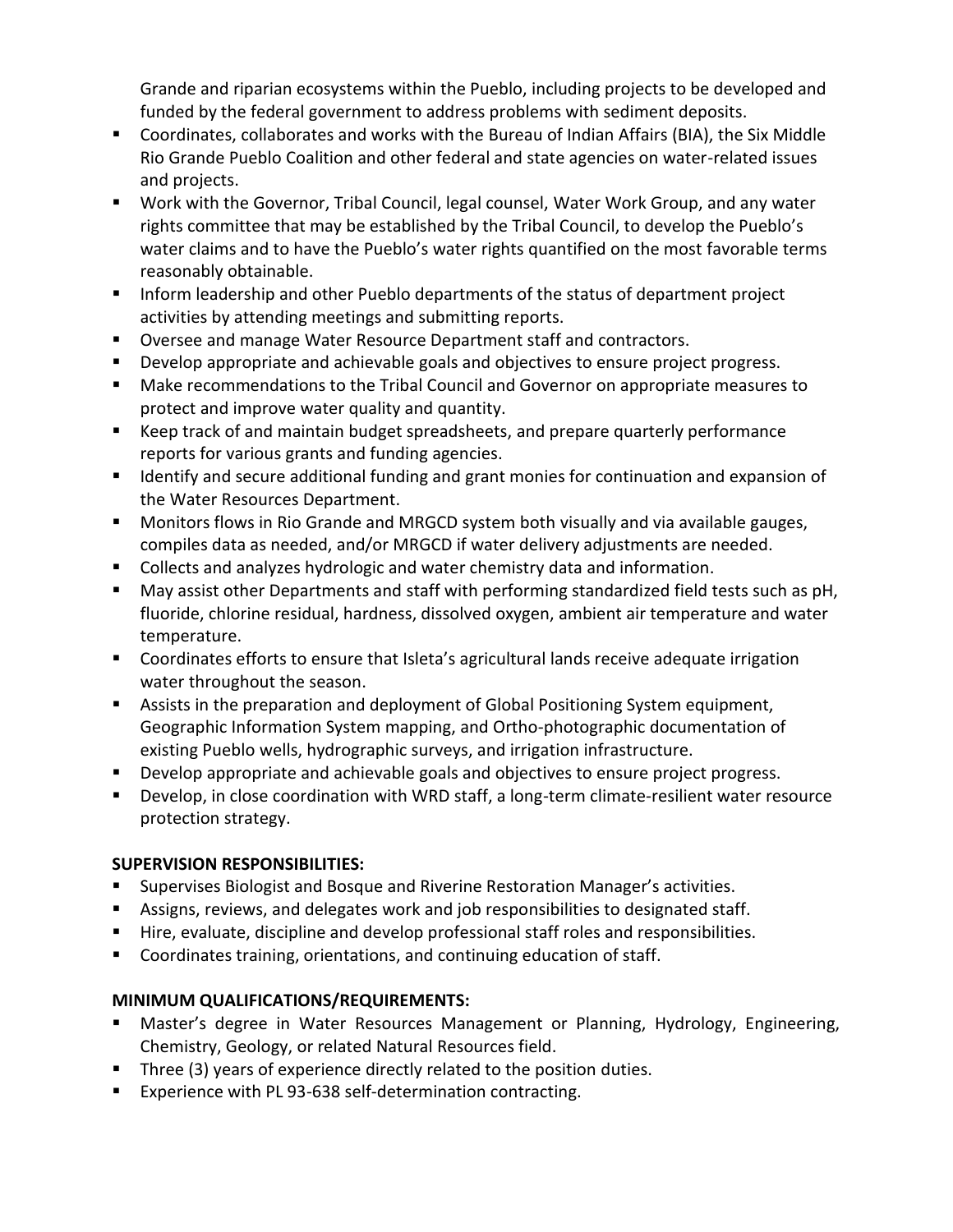Grande and riparian ecosystems within the Pueblo, including projects to be developed and funded by the federal government to address problems with sediment deposits.

- Coordinates, collaborates and works with the Bureau of Indian Affairs (BIA), the Six Middle Rio Grande Pueblo Coalition and other federal and state agencies on water-related issues and projects.
- Work with the Governor, Tribal Council, legal counsel, Water Work Group, and any water rights committee that may be established by the Tribal Council, to develop the Pueblo's water claims and to have the Pueblo's water rights quantified on the most favorable terms reasonably obtainable.
- Inform leadership and other Pueblo departments of the status of department project activities by attending meetings and submitting reports.
- Oversee and manage Water Resource Department staff and contractors.
- Develop appropriate and achievable goals and objectives to ensure project progress.
- Make recommendations to the Tribal Council and Governor on appropriate measures to protect and improve water quality and quantity.
- Keep track of and maintain budget spreadsheets, and prepare quarterly performance reports for various grants and funding agencies.
- Identify and secure additional funding and grant monies for continuation and expansion of the Water Resources Department.
- Monitors flows in Rio Grande and MRGCD system both visually and via available gauges, compiles data as needed, and/or MRGCD if water delivery adjustments are needed.
- Collects and analyzes hydrologic and water chemistry data and information.
- May assist other Departments and staff with performing standardized field tests such as pH, fluoride, chlorine residual, hardness, dissolved oxygen, ambient air temperature and water temperature.
- Coordinates efforts to ensure that Isleta's agricultural lands receive adequate irrigation water throughout the season.
- Assists in the preparation and deployment of Global Positioning System equipment, Geographic Information System mapping, and Ortho-photographic documentation of existing Pueblo wells, hydrographic surveys, and irrigation infrastructure.
- Develop appropriate and achievable goals and objectives to ensure project progress.
- Develop, in close coordination with WRD staff, a long-term climate-resilient water resource protection strategy.

**SUPERVISION RESPONSIBILITIES:**

- Supervises Biologist and Bosque and Riverine Restoration Manager's activities.
- Assigns, reviews, and delegates work and job responsibilities to designated staff.
- Hire, evaluate, discipline and develop professional staff roles and responsibilities.
- Coordinates training, orientations, and continuing education of staff.

**MINIMUM QUALIFICATIONS/REQUIREMENTS:**

- Master's degree in Water Resources Management or Planning, Hydrology, Engineering, Chemistry, Geology, or related Natural Resources field.
- Three (3) years of experience directly related to the position duties.
- Experience with PL 93-638 self-determination contracting.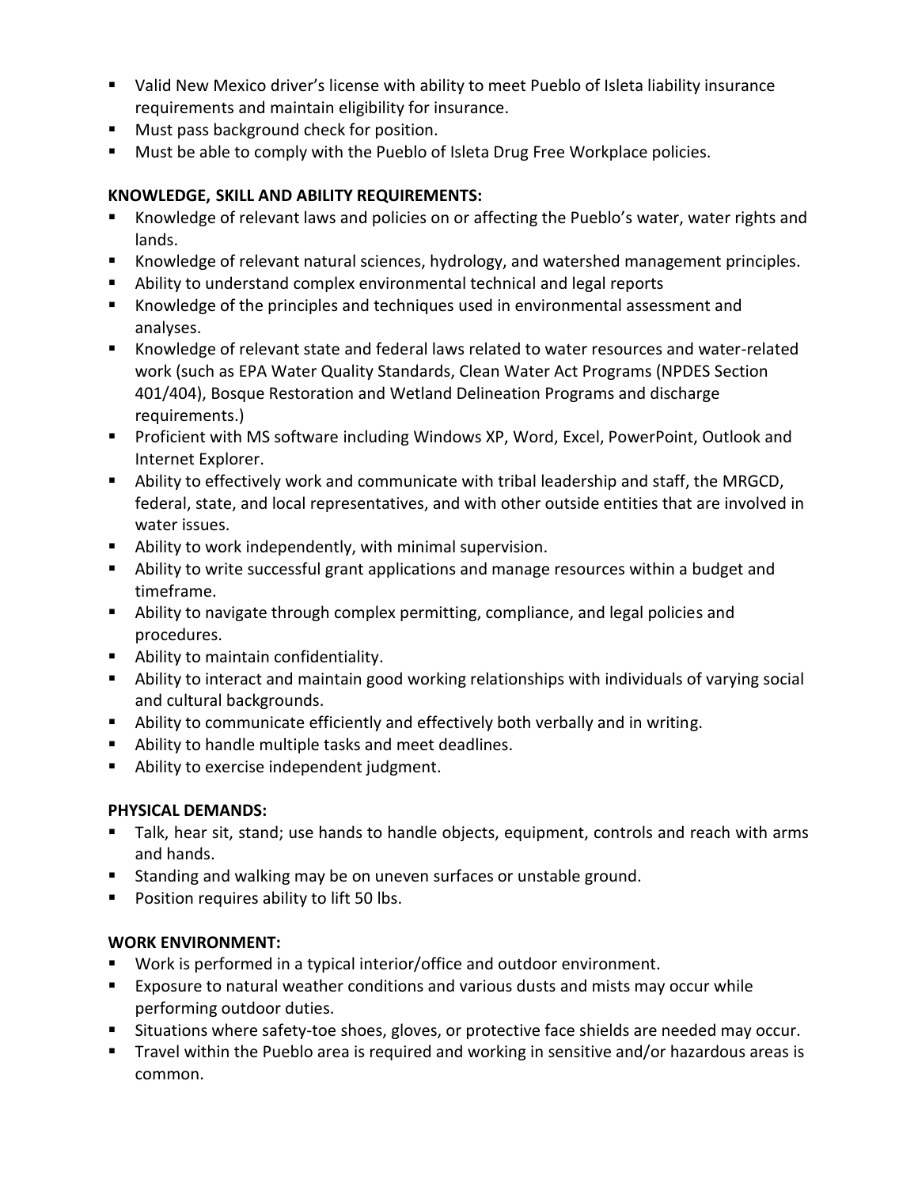- Valid New Mexico driver's license with ability to meet Pueblo of Isleta liability insurance requirements and maintain eligibility for insurance.
- Must pass background check for position.
- Must be able to comply with the Pueblo of Isleta Drug Free Workplace policies.

**KNOWLEDGE, SKILL AND ABILITY REQUIREMENTS:**

- Knowledge of relevant laws and policies on or affecting the Pueblo's water, water rights and lands.
- Knowledge of relevant natural sciences, hydrology, and watershed management principles.
- Ability to understand complex environmental technical and legal reports
- Knowledge of the principles and techniques used in environmental assessment and analyses.
- Knowledge of relevant state and federal laws related to water resources and water-related work (such as EPA Water Quality Standards, Clean Water Act Programs (NPDES Section 401/404), Bosque Restoration and Wetland Delineation Programs and discharge requirements.)
- Proficient with MS software including Windows XP, Word, Excel, PowerPoint, Outlook and Internet Explorer.
- Ability to effectively work and communicate with tribal leadership and staff, the MRGCD, federal, state, and local representatives, and with other outside entities that are involved in water issues.
- Ability to work independently, with minimal supervision.
- Ability to write successful grant applications and manage resources within a budget and timeframe.
- Ability to navigate through complex permitting, compliance, and legal policies and procedures.
- Ability to maintain confidentiality.
- Ability to interact and maintain good working relationships with individuals of varying social and cultural backgrounds.
- Ability to communicate efficiently and effectively both verbally and in writing.
- Ability to handle multiple tasks and meet deadlines.
- Ability to exercise independent judgment.

**PHYSICAL DEMANDS:**

- Talk, hear sit, stand; use hands to handle objects, equipment, controls and reach with arms and hands.
- Standing and walking may be on uneven surfaces or unstable ground.
- Position requires ability to lift 50 lbs.

**WORK ENVIRONMENT:**

- Work is performed in a typical interior/office and outdoor environment.
- Exposure to natural weather conditions and various dusts and mists may occur while performing outdoor duties.
- Situations where safety-toe shoes, gloves, or protective face shields are needed may occur.
- Travel within the Pueblo area is required and working in sensitive and/or hazardous areas is common.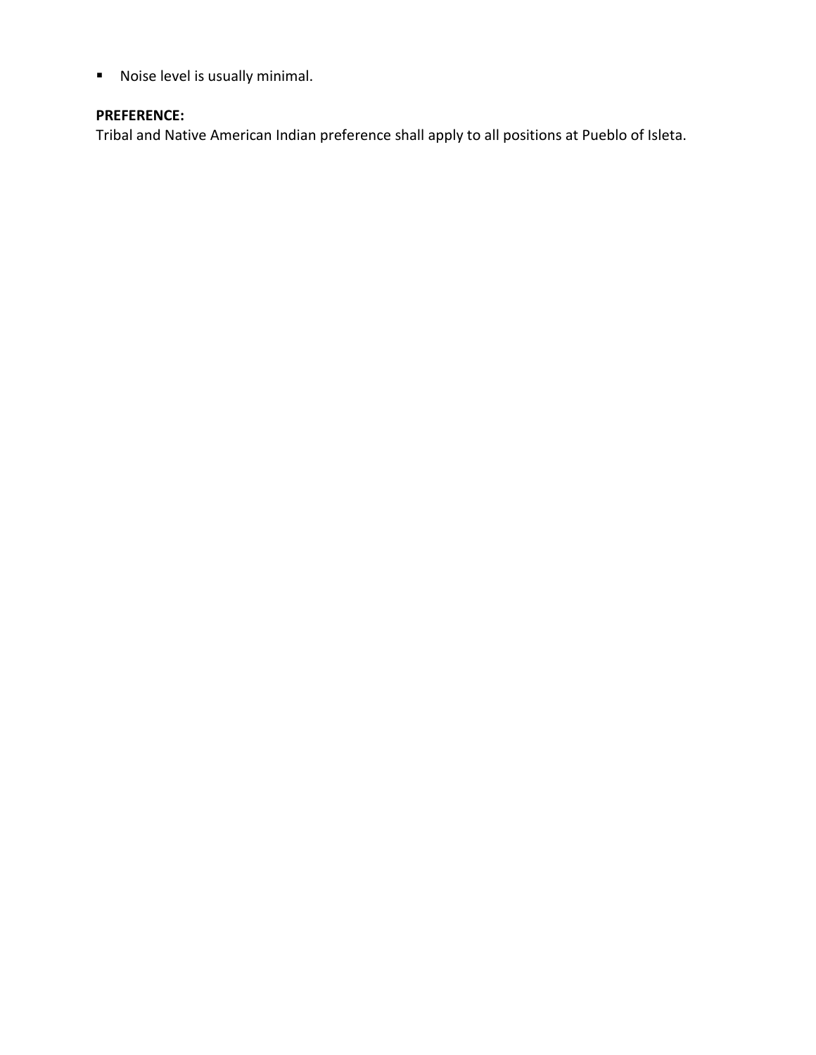- Noise level is usually minimal.

**PREFERENCE:**
Tribal and Native American Indian preference shall apply to all positions at Pueblo of Isleta.